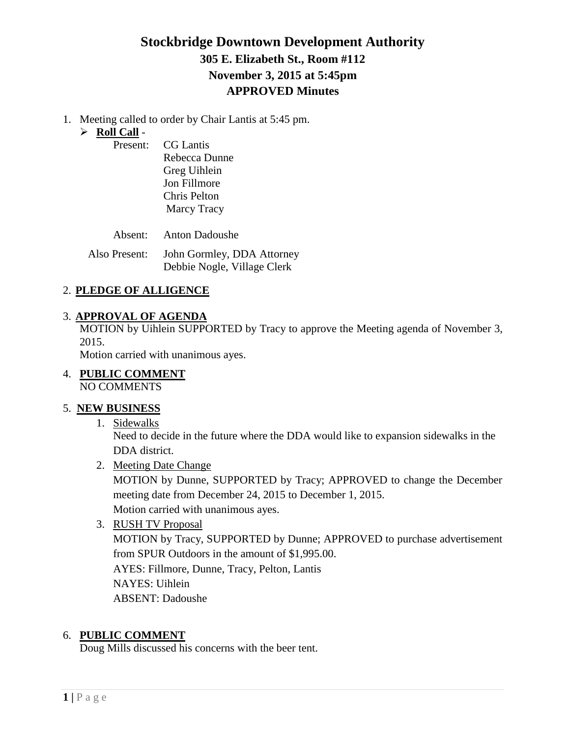# Stockbridge Downtown Development Authority

## 305 E. Elizabeth St., Room #112

## November 3, 2015 at 5:45pm

## APPROVED Minutes

1. Meeting called to order by Chair Lantis at 5:45 pm.
   - **Roll Call** -

     Present: CG Lantis
     Rebecca Dunne
     Greg Uihlein
     Jon Fillmore
     Chris Pelton
     Marcy Tracy

     Absent: Anton Dadoushe

     Also Present: John Gormley, DDA Attorney
     Debbie Nogle, Village Clerk

2. **PLEDGE OF ALLIGENCE**

3. **APPROVAL OF AGENDA**
   MOTION by Uihlein SUPPORTED by Tracy to approve the Meeting agenda of November 3, 2015.
   Motion carried with unanimous ayes.

4. **PUBLIC COMMENT**
   NO COMMENTS

5. **NEW BUSINESS**
   1. Sidewalks
      Need to decide in the future where the DDA would like to expansion sidewalks in the DDA district.
   2. Meeting Date Change
      MOTION by Dunne, SUPPORTED by Tracy; APPROVED to change the December meeting date from December 24, 2015 to December 1, 2015.
      Motion carried with unanimous ayes.
   3. RUSH TV Proposal
      MOTION by Tracy, SUPPORTED by Dunne; APPROVED to purchase advertisement from SPUR Outdoors in the amount of $1,995.00.
      AYES: Fillmore, Dunne, Tracy, Pelton, Lantis
      NAYES: Uihlein
      ABSENT: Dadoushe

6. **PUBLIC COMMENT**
   Doug Mills discussed his concerns with the beer tent.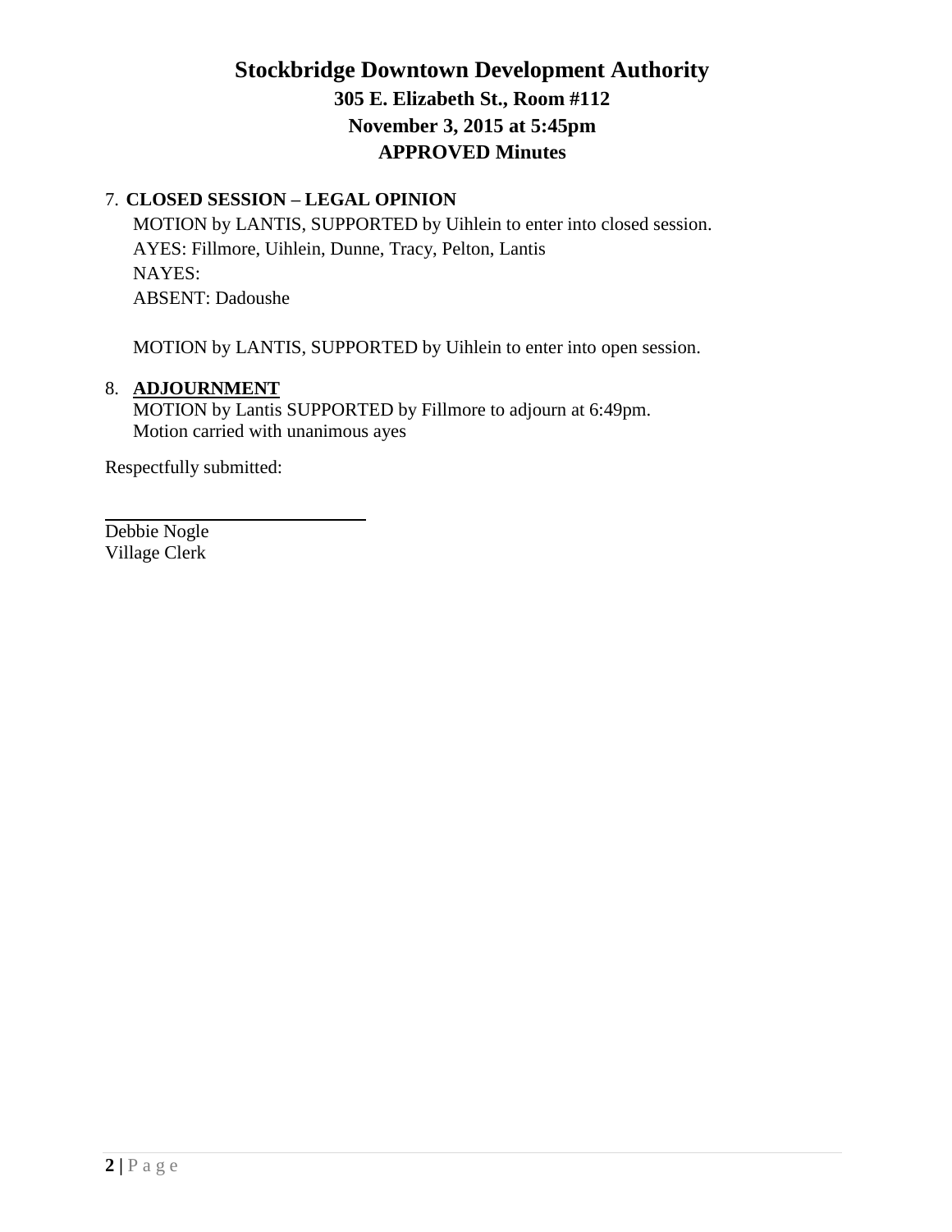# Stockbridge Downtown Development Authority

## 305 E. Elizabeth St., Room #112

## November 3, 2015 at 5:45pm

## APPROVED Minutes

7. **CLOSED SESSION – LEGAL OPINION**

   MOTION by LANTIS, SUPPORTED by Uihlein to enter into closed session.
   AYES: Fillmore, Uihlein, Dunne, Tracy, Pelton, Lantis
   NAYES:
   ABSENT: Dadoushe

   MOTION by LANTIS, SUPPORTED by Uihlein to enter into open session.

8. **ADJOURNMENT**

   MOTION by Lantis SUPPORTED by Fillmore to adjourn at 6:49pm.
   Motion carried with unanimous ayes

Respectfully submitted:

\_\_\_\_\_\_\_\_\_\_\_\_\_\_\_\_\_\_\_\_\_\_\_\_\_\_\_\_

Debbie Nogle
Village Clerk